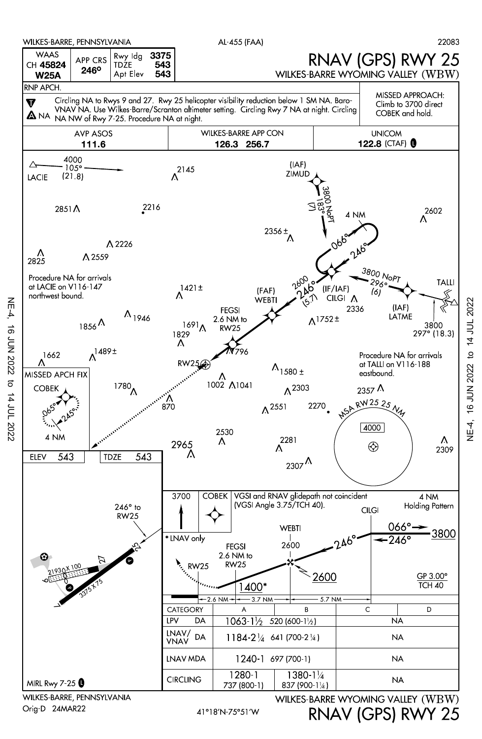WILKES-BARRE, PENNSYLVANIA — AL-455 (FAA) — 22083

# RNAV (GPS) RWY 25

## WILKES-BARRE WYOMING VALLEY (WBW)

| WAAS | APP CRS | Rwy ldg | 3375 |
|---|---|---|---|
| CH 45824 | 246° | TDZE | 543 |
| W25A | | Apt Elev | 543 |

RNP APCH.

Circling NA to Rwys 9 and 27. Rwy 25 helicopter visibility reduction below 1 SM NA. Baro-VNAV NA. Use Wilkes-Barre/Scranton altimeter setting. Circling Rwy 7 NA at night. Circling NA NW of Rwy 7-25. Procedure NA at night.

**MISSED APPROACH:** Climb to 3700 direct COBEK and hold.

| AVP ASOS | WILKES-BARRE APP CON | UNICOM |
|---|---|---|
| 111.6 | 126.3 256.7 | 122.8 (CTAF) |

Plan view notes:

- LACIE: 4000, 105° (21.8). Procedure NA for arrivals at LACIE on V116-147 northwest bound.
- (IAF) ZIMUD: 3800 NoPT, 183° (7)
- Holding at CILGI: 4 NM, 066°/246°
- (IF/IAF) CILGI: 246° (5.7), 2600
- (IAF) LATME: 3800 NoPT, 296° (6)
- TALLI: 3800, 297° (18.3). Procedure NA for arrivals at TALLI on V116-188 eastbound.
- (FAF) WEBTI
- FEGSI: 2.6 NM to RW25
- RW25
- MISSED APCH FIX: COBEK, 065°/245°, 4 NM
- MSA RW 25 25 NM: 4000
- Obstacles/terrain: 2145, 2851, 2216, 2356±, 2602, 2226, 2825, 2559, 1421±, 2336, 1752±, 1946, 1856, 1691, 1829, 796, 1662, 1489±, 1580±, 1780, 1002, 1041, 2303, 2357, 870, 2551, 2270, 2530, 2281, 2965, 2307, 2309

Airport diagram: ELEV 543, TDZE 543; 246° to RW25; Rwy 7-25 3375 X 75; Rwy 9-27 2193 X 100; MIRL Rwy 7-25.

Profile view: 3700 direct COBEK. VGSI and RNAV glidepath not coincident (VGSI Angle 3.75/TCH 40). 4 NM Holding Pattern at CILGI, 066°/246°, 3800. WEBTI 2600; 246°; FEGSI 2.6 NM to RW25; 1400*; 2600; GP 3.00° TCH 40. * LNAV only. Distances: RW25 – 2.6 NM – FEGSI – 3.7 NM – WEBTI – 5.7 NM – CILGI.

| CATEGORY | A | B | C | D |
|---|---|---|---|---|
| LPV DA | 1063-1½ 520 (600-1½) | | NA | |
| LNAV/VNAV DA | 1184-2¼ 641 (700-2¼) | | NA | |
| LNAV MDA | 1240-1 697 (700-1) | | NA | |
| CIRCLING | 1280-1 737 (800-1) | 1380-1¼ 837 (900-1¼) | NA | |

WILKES-BARRE, PENNSYLVANIA — Orig-D 24MAR22 — 41°18'N-75°51'W

WILKES-BARRE WYOMING VALLEY (WBW) RNAV (GPS) RWY 25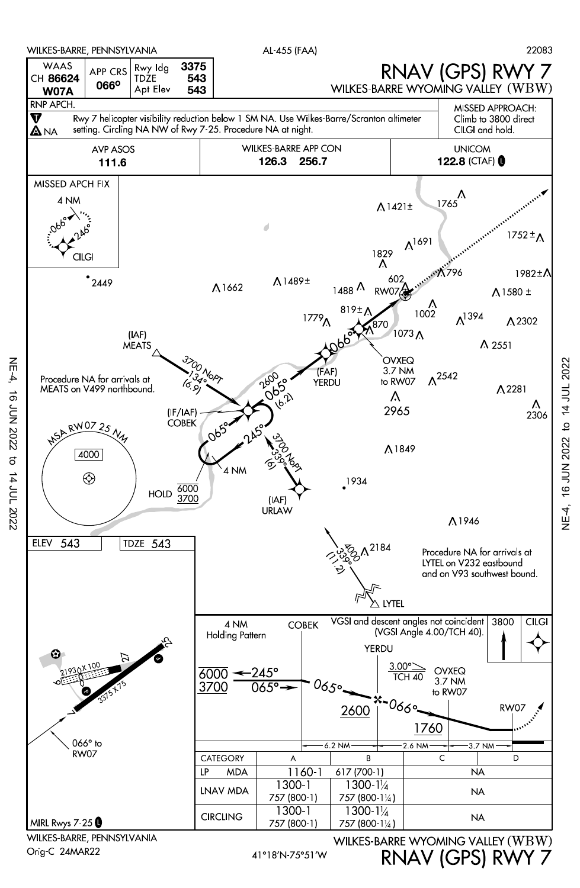WILKES-BARRE, PENNSYLVANIA

AL-455 (FAA)

22083

# RNAV (GPS) RWY 7

## WILKES-BARRE WYOMING VALLEY (WBW)

| WAAS CH 86624 W07A | APP CRS 066° | Rwy Idg 3375 / TDZE 543 / Apt Elev 543 |
|---|---|---|

RNP APCH.

Rwy 7 helicopter visibility reduction below 1 SM NA. Use Wilkes-Barre/Scranton altimeter setting. Circling NA NW of Rwy 7-25. Procedure NA at night.

A NA

MISSED APPROACH: Climb to 3800 direct CILGI and hold.

| AVP ASOS | WILKES-BARRE APP CON | UNICOM |
|---|---|---|
| 111.6 | 126.3 256.7 | 122.8 (CTAF) |

MISSED APCH FIX

4 NM

066°

246°

CILGI

(IAF) MEATS

Procedure NA for arrivals at MEATS on V499 northbound.

3700 NoPT 134° (6.9)

(IF/IAF) COBEK

2600 065° (6.2)

065°

245°

4 NM

HOLD 6000 / 3700

3700 NoPT 339° (6)

(IAF) URLAW

(FAF) YERDU

066°

OVXEQ 3.7 NM to RW07

RW07

MSA RW07 25 NM

4000

4000 339° (11.2)

LYTEL

Procedure NA for arrivals at LYTEL on V232 eastbound and on V93 southwest bound.

2449, 1662, 1489±, 1488, 1779, 819±, 870, 1073, 602, 1829, 1691, 1421±, 1765, 1752±, 796, 1982±, 1002, 1394, 1580±, 2302, 2551, 2542, 2965, 2281, 2306, 1849, 1934, 1946, 2184

ELEV 543

TDZE 543

2193 X 100

3375 X 75

066° to RW07

MIRL Rwys 7-25

4 NM Holding Pattern

COBEK

6000 / 3700

245°

065°

065°

YERDU

2600

VGSI and descent angles not coincident (VGSI Angle 4.00/TCH 40).

3.00° TCH 40

OVXEQ 3.7 NM to RW07

066°

1760

RW07

3800 CILGI

6.2 NM — 2.6 NM — 3.7 NM

| CATEGORY | A | B | C | D |
|---|---|---|---|---|
| LP MDA | 1160-1 | 617 (700-1) | NA | |
| LNAV MDA | 1300-1 757 (800-1) | 1300-1¼ 757 (800-1¼) | NA | |
| CIRCLING | 1300-1 757 (800-1) | 1300-1¼ 757 (800-1¼) | NA | |

WILKES-BARRE, PENNSYLVANIA

Orig-C 24MAR22

41°18′N-75°51′W

WILKES-BARRE WYOMING VALLEY (WBW)

RNAV (GPS) RWY 7